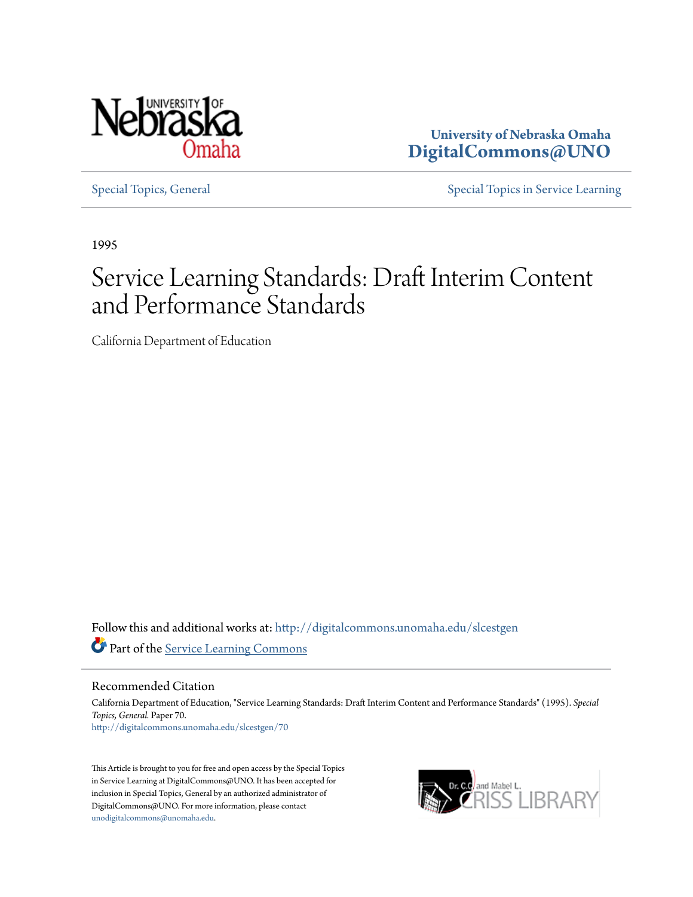University of Nebraska Omaha
**DigitalCommons@UNO**

Special Topics, General | Special Topics in Service Learning

1995

# Service Learning Standards: Draft Interim Content and Performance Standards

California Department of Education

Follow this and additional works at: http://digitalcommons.unomaha.edu/slcestgen

Part of the Service Learning Commons

## Recommended Citation

California Department of Education, "Service Learning Standards: Draft Interim Content and Performance Standards" (1995). *Special Topics, General*. Paper 70.
http://digitalcommons.unomaha.edu/slcestgen/70

This Article is brought to you for free and open access by the Special Topics in Service Learning at DigitalCommons@UNO. It has been accepted for inclusion in Special Topics, General by an authorized administrator of DigitalCommons@UNO. For more information, please contact unodigitalcommons@unomaha.edu.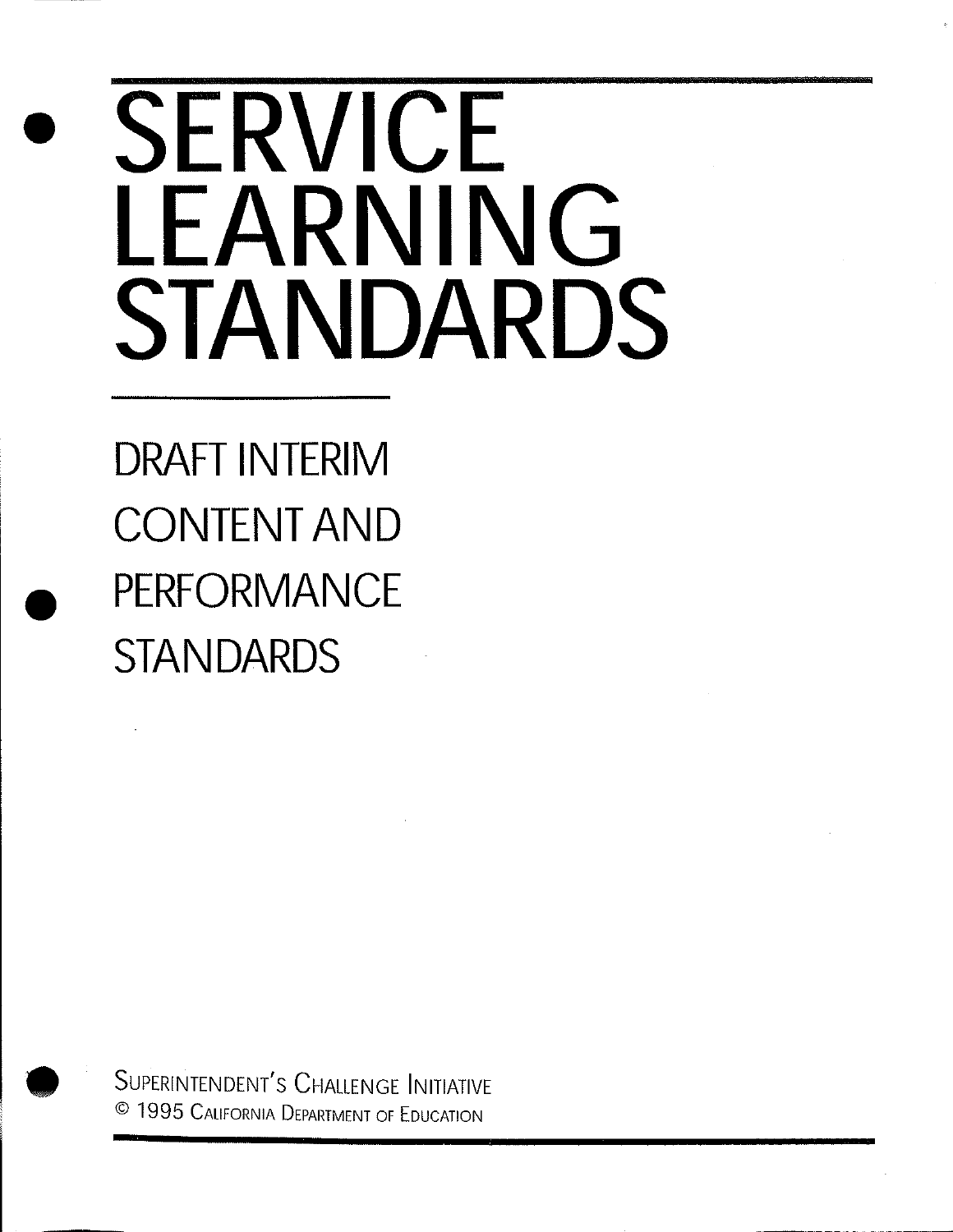# SERVICE LEARNING STANDARDS

## DRAFT INTERIM CONTENT AND PERFORMANCE STANDARDS

SUPERINTENDENT'S CHALLENGE INITIATIVE
© 1995 CALIFORNIA DEPARTMENT OF EDUCATION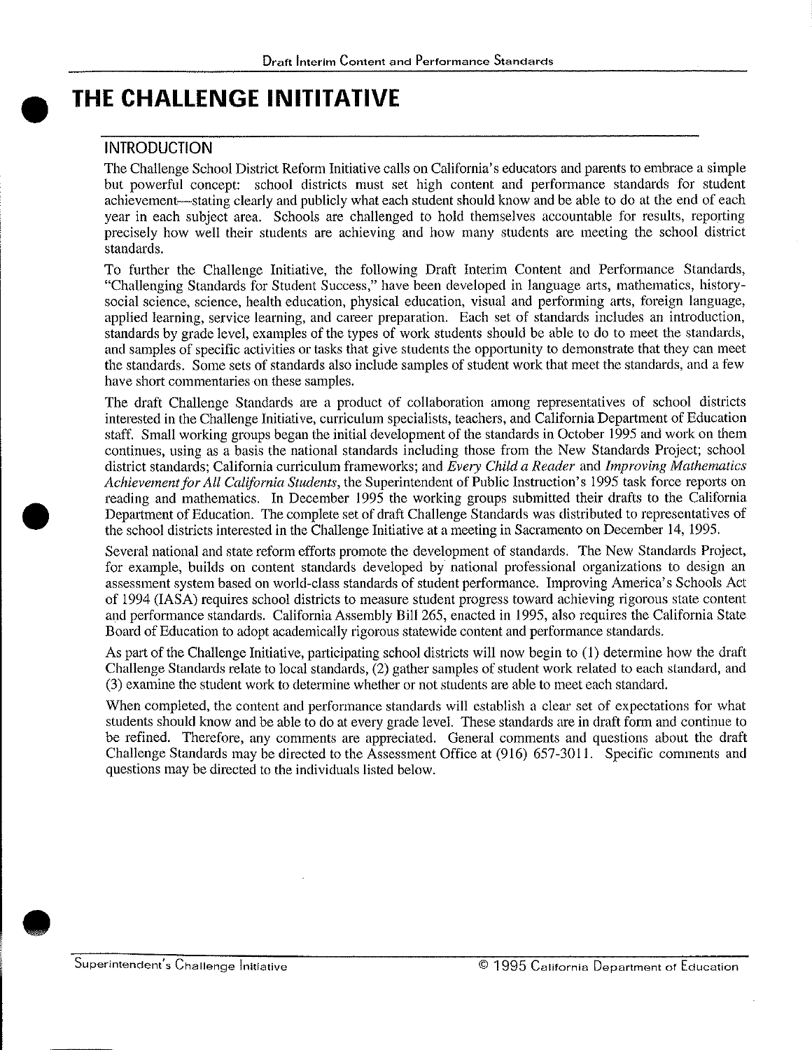# THE CHALLENGE INITITATIVE

## INTRODUCTION

The Challenge School District Reform Initiative calls on California's educators and parents to embrace a simple but powerful concept: school districts must set high content and performance standards for student achievement—stating clearly and publicly what each student should know and be able to do at the end of each year in each subject area. Schools are challenged to hold themselves accountable for results, reporting precisely how well their students are achieving and how many students are meeting the school district standards.

To further the Challenge Initiative, the following Draft Interim Content and Performance Standards, "Challenging Standards for Student Success," have been developed in language arts, mathematics, history-social science, science, health education, physical education, visual and performing arts, foreign language, applied learning, service learning, and career preparation. Each set of standards includes an introduction, standards by grade level, examples of the types of work students should be able to do to meet the standards, and samples of specific activities or tasks that give students the opportunity to demonstrate that they can meet the standards. Some sets of standards also include samples of student work that meet the standards, and a few have short commentaries on these samples.

The draft Challenge Standards are a product of collaboration among representatives of school districts interested in the Challenge Initiative, curriculum specialists, teachers, and California Department of Education staff. Small working groups began the initial development of the standards in October 1995 and work on them continues, using as a basis the national standards including those from the New Standards Project; school district standards; California curriculum frameworks; and *Every Child a Reader* and *Improving Mathematics Achievement for All California Students*, the Superintendent of Public Instruction's 1995 task force reports on reading and mathematics. In December 1995 the working groups submitted their drafts to the California Department of Education. The complete set of draft Challenge Standards was distributed to representatives of the school districts interested in the Challenge Initiative at a meeting in Sacramento on December 14, 1995.

Several national and state reform efforts promote the development of standards. The New Standards Project, for example, builds on content standards developed by national professional organizations to design an assessment system based on world-class standards of student performance. Improving America's Schools Act of 1994 (IASA) requires school districts to measure student progress toward achieving rigorous state content and performance standards. California Assembly Bill 265, enacted in 1995, also requires the California State Board of Education to adopt academically rigorous statewide content and performance standards.

As part of the Challenge Initiative, participating school districts will now begin to (1) determine how the draft Challenge Standards relate to local standards, (2) gather samples of student work related to each standard, and (3) examine the student work to determine whether or not students are able to meet each standard.

When completed, the content and performance standards will establish a clear set of expectations for what students should know and be able to do at every grade level. These standards are in draft form and continue to be refined. Therefore, any comments are appreciated. General comments and questions about the draft Challenge Standards may be directed to the Assessment Office at (916) 657-3011. Specific comments and questions may be directed to the individuals listed below.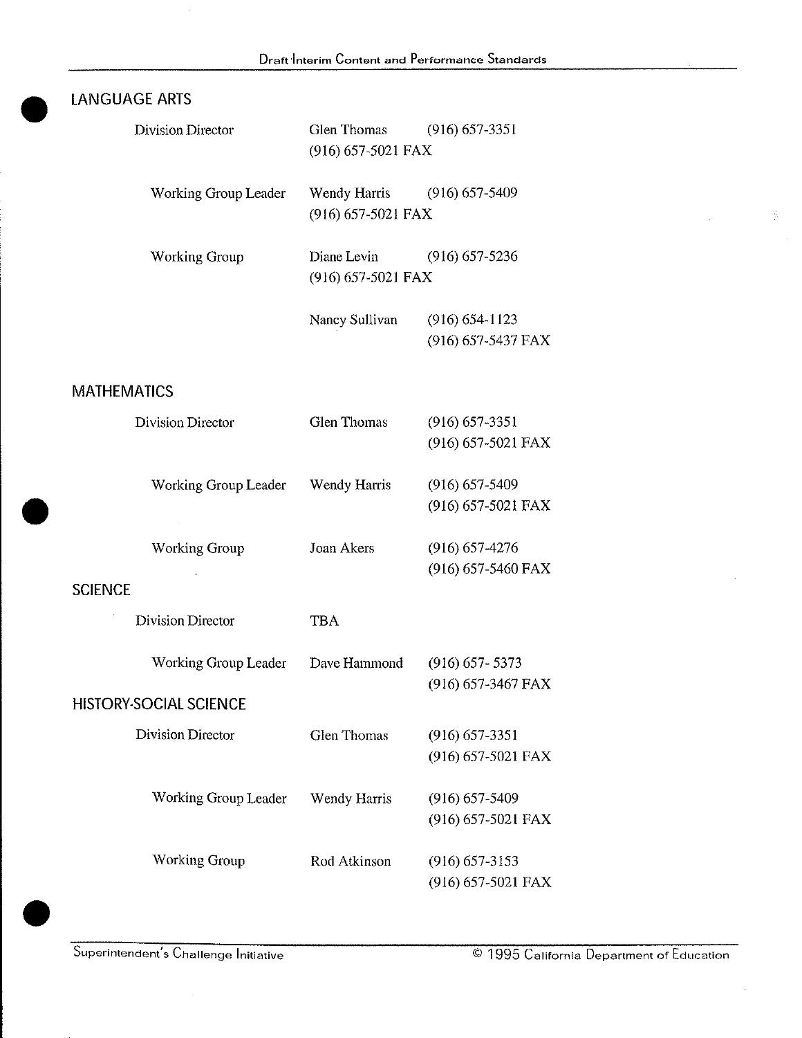## LANGUAGE ARTS

| Role | Name | Contact |
|---|---|---|
| Division Director | Glen Thomas | (916) 657-3351<br>(916) 657-5021 FAX |
| Working Group Leader | Wendy Harris | (916) 657-5409<br>(916) 657-5021 FAX |
| Working Group | Diane Levin | (916) 657-5236<br>(916) 657-5021 FAX |
| | Nancy Sullivan | (916) 654-1123<br>(916) 657-5437 FAX |

## MATHEMATICS

| Role | Name | Contact |
|---|---|---|
| Division Director | Glen Thomas | (916) 657-3351<br>(916) 657-5021 FAX |
| Working Group Leader | Wendy Harris | (916) 657-5409<br>(916) 657-5021 FAX |
| Working Group | Joan Akers | (916) 657-4276<br>(916) 657-5460 FAX |

## SCIENCE

| Role | Name | Contact |
|---|---|---|
| Division Director | TBA | |
| Working Group Leader | Dave Hammond | (916) 657- 5373<br>(916) 657-3467 FAX |

## HISTORY-SOCIAL SCIENCE

| Role | Name | Contact |
|---|---|---|
| Division Director | Glen Thomas | (916) 657-3351<br>(916) 657-5021 FAX |
| Working Group Leader | Wendy Harris | (916) 657-5409<br>(916) 657-5021 FAX |
| Working Group | Rod Atkinson | (916) 657-3153<br>(916) 657-5021 FAX |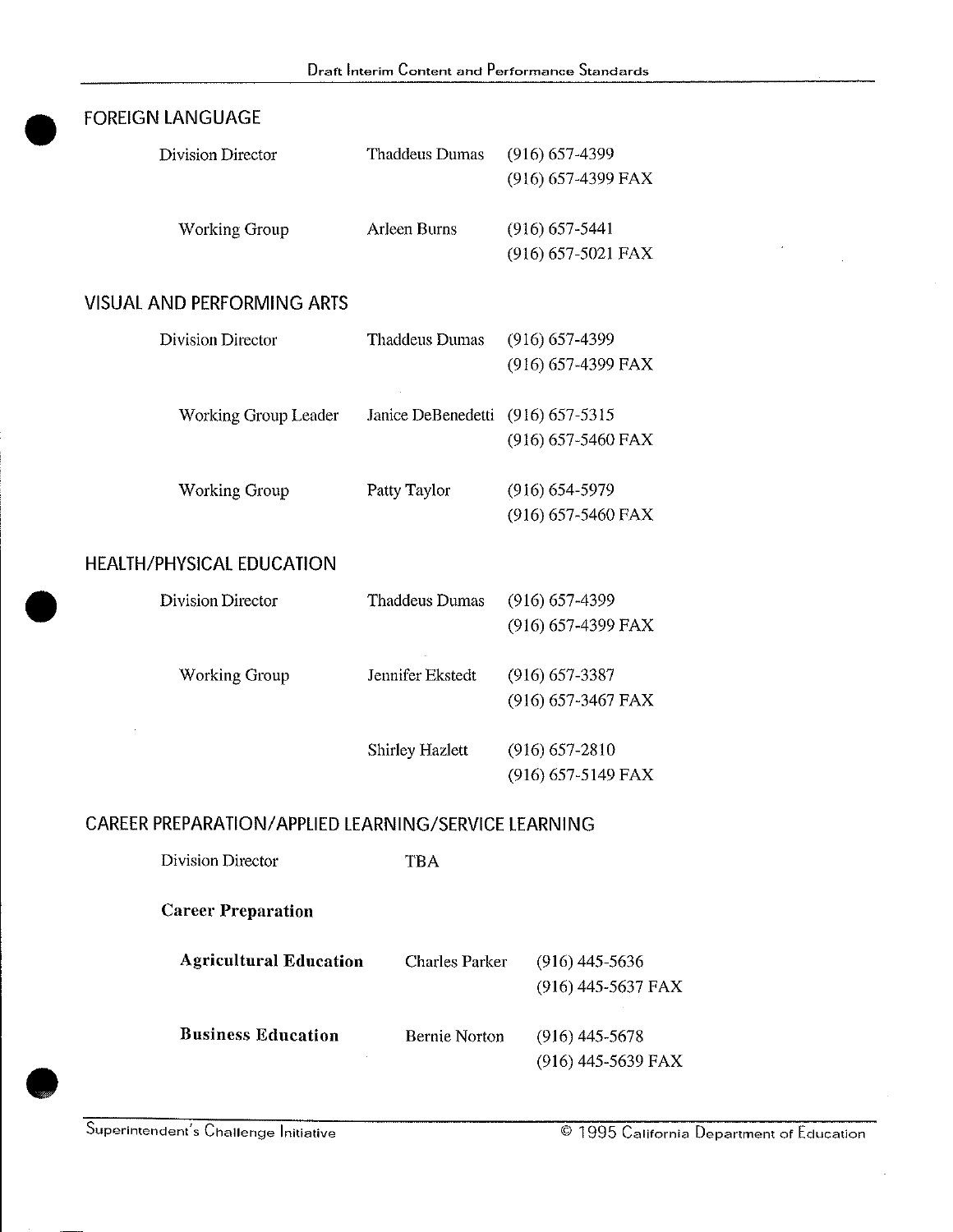## FOREIGN LANGUAGE

| | | |
|---|---|---|
| Division Director | Thaddeus Dumas | (916) 657-4399<br>(916) 657-4399 FAX |
| Working Group | Arleen Burns | (916) 657-5441<br>(916) 657-5021 FAX |

## VISUAL AND PERFORMING ARTS

| | | |
|---|---|---|
| Division Director | Thaddeus Dumas | (916) 657-4399<br>(916) 657-4399 FAX |
| Working Group Leader | Janice DeBenedetti | (916) 657-5315<br>(916) 657-5460 FAX |
| Working Group | Patty Taylor | (916) 654-5979<br>(916) 657-5460 FAX |

## HEALTH/PHYSICAL EDUCATION

| | | |
|---|---|---|
| Division Director | Thaddeus Dumas | (916) 657-4399<br>(916) 657-4399 FAX |
| Working Group | Jennifer Ekstedt | (916) 657-3387<br>(916) 657-3467 FAX |
| | Shirley Hazlett | (916) 657-2810<br>(916) 657-5149 FAX |

## CAREER PREPARATION/APPLIED LEARNING/SERVICE LEARNING

Division Director TBA

**Career Preparation**

| | | |
|---|---|---|
| **Agricultural Education** | Charles Parker | (916) 445-5636<br>(916) 445-5637 FAX |
| **Business Education** | Bernie Norton | (916) 445-5678<br>(916) 445-5639 FAX |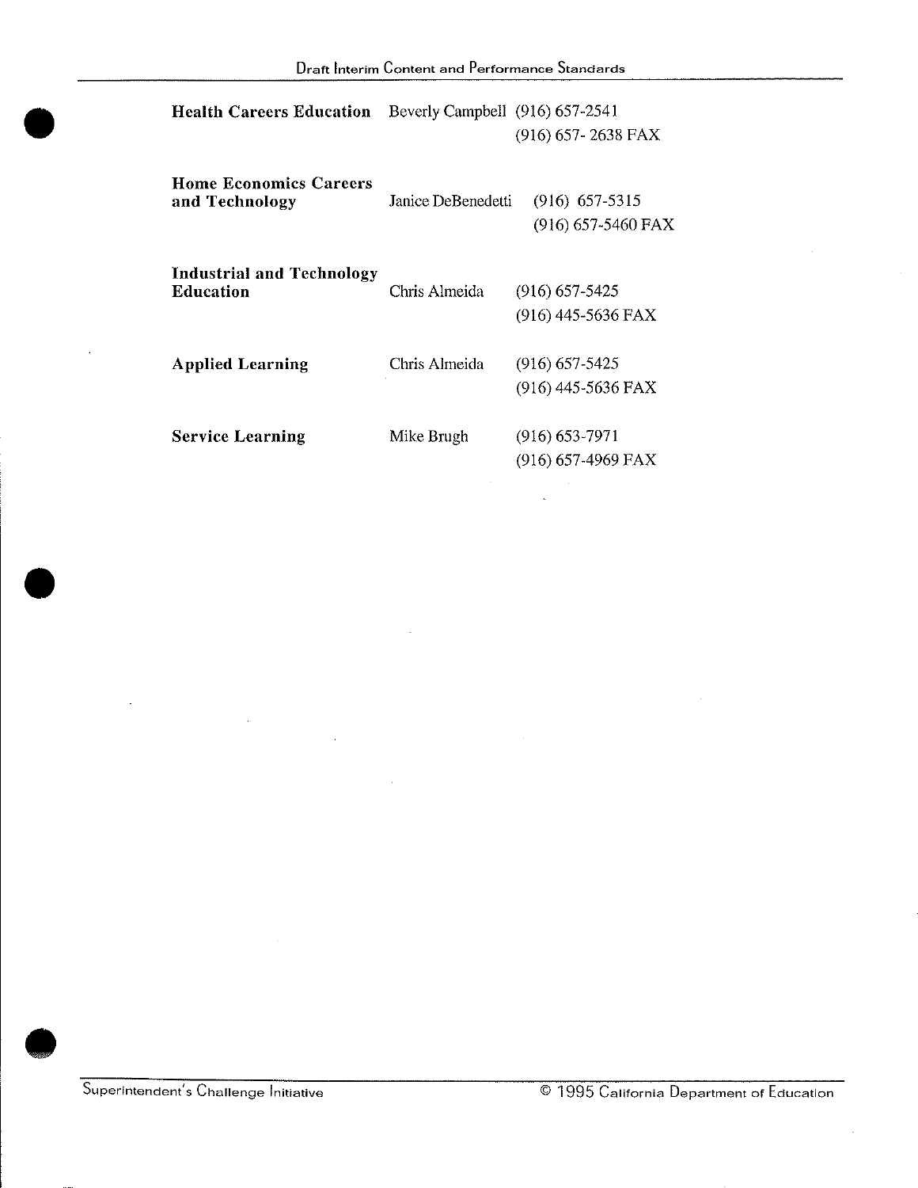| | | |
|---|---|---|
| **Health Careers Education** | Beverly Campbell | (916) 657-2541<br>(916) 657- 2638 FAX |
| **Home Economics Careers and Technology** | Janice DeBenedetti | (916) 657-5315<br>(916) 657-5460 FAX |
| **Industrial and Technology Education** | Chris Almeida | (916) 657-5425<br>(916) 445-5636 FAX |
| **Applied Learning** | Chris Almeida | (916) 657-5425<br>(916) 445-5636 FAX |
| **Service Learning** | Mike Brugh | (916) 653-7971<br>(916) 657-4969 FAX |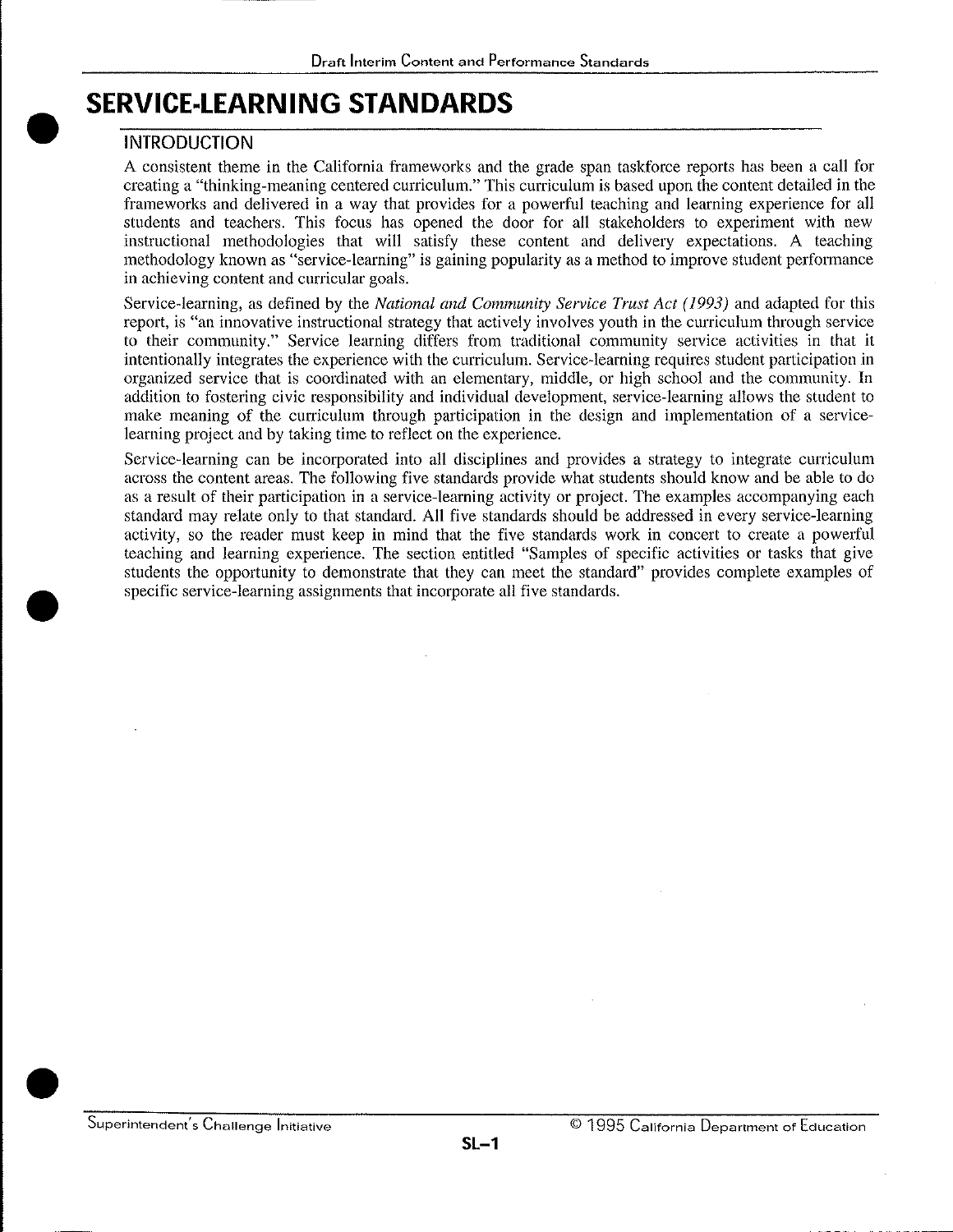# SERVICE-LEARNING STANDARDS

## INTRODUCTION

A consistent theme in the California frameworks and the grade span taskforce reports has been a call for creating a "thinking-meaning centered curriculum." This curriculum is based upon the content detailed in the frameworks and delivered in a way that provides for a powerful teaching and learning experience for all students and teachers. This focus has opened the door for all stakeholders to experiment with new instructional methodologies that will satisfy these content and delivery expectations. A teaching methodology known as "service-learning" is gaining popularity as a method to improve student performance in achieving content and curricular goals.

Service-learning, as defined by the *National and Community Service Trust Act (1993)* and adapted for this report, is "an innovative instructional strategy that actively involves youth in the curriculum through service to their community." Service learning differs from traditional community service activities in that it intentionally integrates the experience with the curriculum. Service-learning requires student participation in organized service that is coordinated with an elementary, middle, or high school and the community. In addition to fostering civic responsibility and individual development, service-learning allows the student to make meaning of the curriculum through participation in the design and implementation of a service-learning project and by taking time to reflect on the experience.

Service-learning can be incorporated into all disciplines and provides a strategy to integrate curriculum across the content areas. The following five standards provide what students should know and be able to do as a result of their participation in a service-learning activity or project. The examples accompanying each standard may relate only to that standard. All five standards should be addressed in every service-learning activity, so the reader must keep in mind that the five standards work in concert to create a powerful teaching and learning experience. The section entitled "Samples of specific activities or tasks that give students the opportunity to demonstrate that they can meet the standard" provides complete examples of specific service-learning assignments that incorporate all five standards.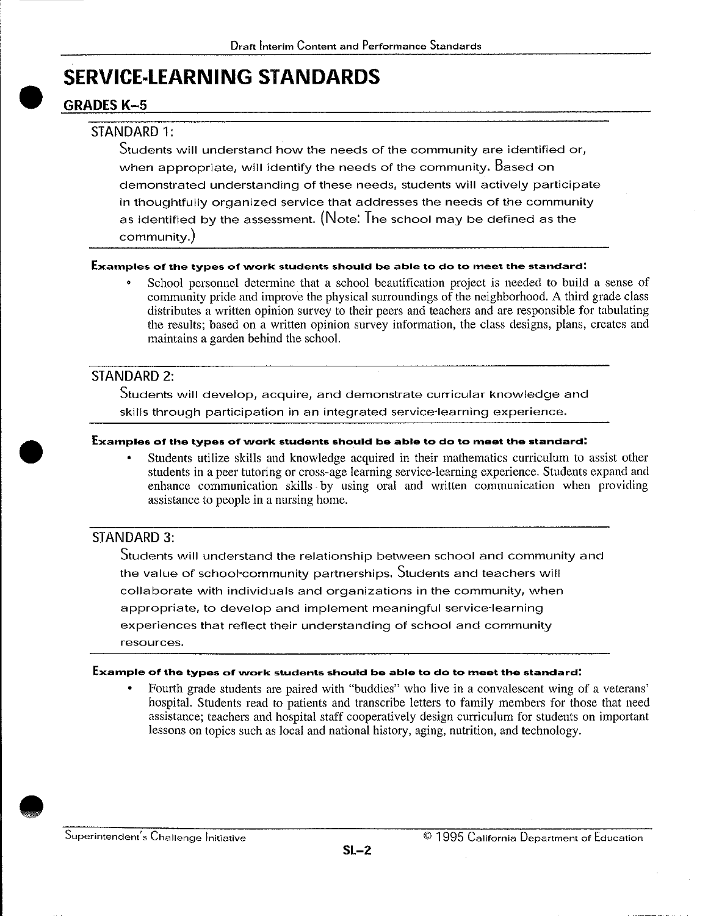# SERVICE-LEARNING STANDARDS

## GRADES K–5

### STANDARD 1:

Students will understand how the needs of the community are identified or, when appropriate, will identify the needs of the community. Based on demonstrated understanding of these needs, students will actively participate in thoughtfully organized service that addresses the needs of the community as identified by the assessment. (Note: The school may be defined as the community.)

**Examples of the types of work students should be able to do to meet the standard:**

- School personnel determine that a school beautification project is needed to build a sense of community pride and improve the physical surroundings of the neighborhood. A third grade class distributes a written opinion survey to their peers and teachers and are responsible for tabulating the results; based on a written opinion survey information, the class designs, plans, creates and maintains a garden behind the school.

### STANDARD 2:

Students will develop, acquire, and demonstrate curricular knowledge and skills through participation in an integrated service-learning experience.

**Examples of the types of work students should be able to do to meet the standard:**

- Students utilize skills and knowledge acquired in their mathematics curriculum to assist other students in a peer tutoring or cross-age learning service-learning experience. Students expand and enhance communication skills by using oral and written communication when providing assistance to people in a nursing home.

### STANDARD 3:

Students will understand the relationship between school and community and the value of school-community partnerships. Students and teachers will collaborate with individuals and organizations in the community, when appropriate, to develop and implement meaningful service-learning experiences that reflect their understanding of school and community resources.

**Example of the types of work students should be able to do to meet the standard:**

- Fourth grade students are paired with "buddies" who live in a convalescent wing of a veterans' hospital. Students read to patients and transcribe letters to family members for those that need assistance; teachers and hospital staff cooperatively design curriculum for students on important lessons on topics such as local and national history, aging, nutrition, and technology.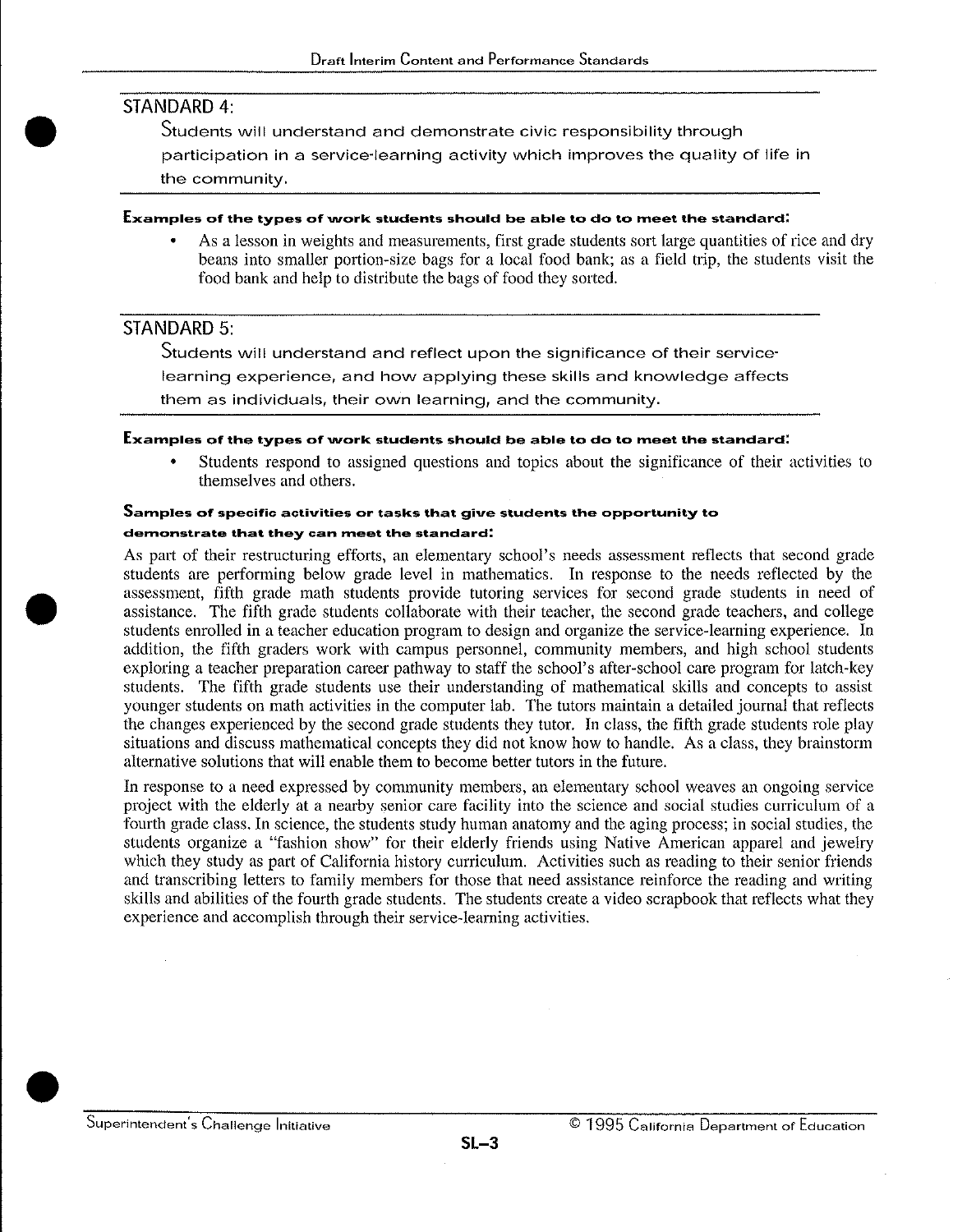## STANDARD 4:

Students will understand and demonstrate civic responsibility through participation in a service-learning activity which improves the quality of life in the community.

**Examples of the types of work students should be able to do to meet the standard:**

- As a lesson in weights and measurements, first grade students sort large quantities of rice and dry beans into smaller portion-size bags for a local food bank; as a field trip, the students visit the food bank and help to distribute the bags of food they sorted.

## STANDARD 5:

Students will understand and reflect upon the significance of their service-learning experience, and how applying these skills and knowledge affects them as individuals, their own learning, and the community.

**Examples of the types of work students should be able to do to meet the standard:**

- Students respond to assigned questions and topics about the significance of their activities to themselves and others.

**Samples of specific activities or tasks that give students the opportunity to demonstrate that they can meet the standard:**

As part of their restructuring efforts, an elementary school's needs assessment reflects that second grade students are performing below grade level in mathematics. In response to the needs reflected by the assessment, fifth grade math students provide tutoring services for second grade students in need of assistance. The fifth grade students collaborate with their teacher, the second grade teachers, and college students enrolled in a teacher education program to design and organize the service-learning experience. In addition, the fifth graders work with campus personnel, community members, and high school students exploring a teacher preparation career pathway to staff the school's after-school care program for latch-key students. The fifth grade students use their understanding of mathematical skills and concepts to assist younger students on math activities in the computer lab. The tutors maintain a detailed journal that reflects the changes experienced by the second grade students they tutor. In class, the fifth grade students role play situations and discuss mathematical concepts they did not know how to handle. As a class, they brainstorm alternative solutions that will enable them to become better tutors in the future.

In response to a need expressed by community members, an elementary school weaves an ongoing service project with the elderly at a nearby senior care facility into the science and social studies curriculum of a fourth grade class. In science, the students study human anatomy and the aging process; in social studies, the students organize a "fashion show" for their elderly friends using Native American apparel and jewelry which they study as part of California history curriculum. Activities such as reading to their senior friends and transcribing letters to family members for those that need assistance reinforce the reading and writing skills and abilities of the fourth grade students. The students create a video scrapbook that reflects what they experience and accomplish through their service-learning activities.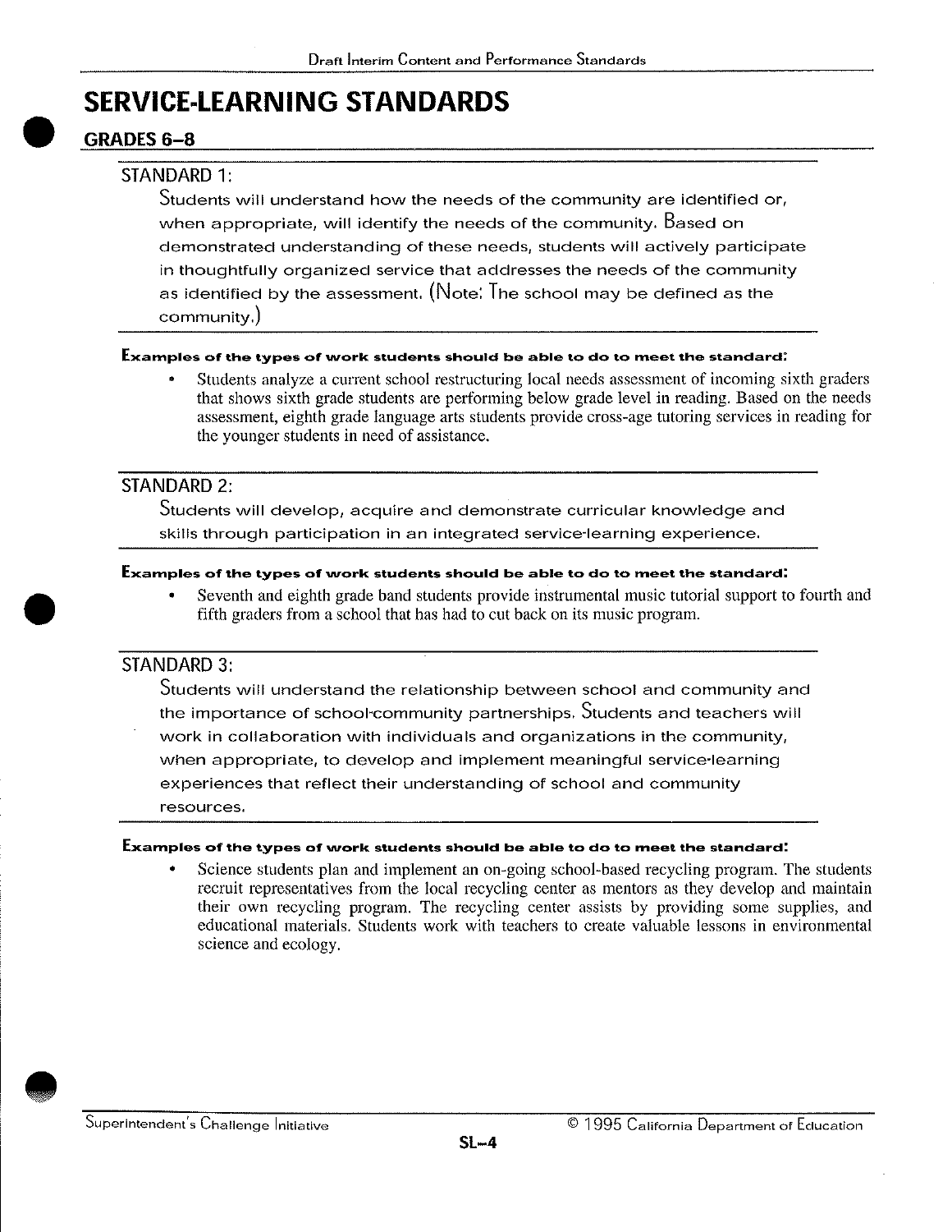# SERVICE-LEARNING STANDARDS

## GRADES 6–8

### STANDARD 1:

Students will understand how the needs of the community are identified or, when appropriate, will identify the needs of the community. Based on demonstrated understanding of these needs, students will actively participate in thoughtfully organized service that addresses the needs of the community as identified by the assessment. (Note: The school may be defined as the community.)

**Examples of the types of work students should be able to do to meet the standard:**

- Students analyze a current school restructuring local needs assessment of incoming sixth graders that shows sixth grade students are performing below grade level in reading. Based on the needs assessment, eighth grade language arts students provide cross-age tutoring services in reading for the younger students in need of assistance.

### STANDARD 2:

Students will develop, acquire and demonstrate curricular knowledge and skills through participation in an integrated service-learning experience.

**Examples of the types of work students should be able to do to meet the standard:**

- Seventh and eighth grade band students provide instrumental music tutorial support to fourth and fifth graders from a school that has had to cut back on its music program.

### STANDARD 3:

Students will understand the relationship between school and community and the importance of school-community partnerships. Students and teachers will work in collaboration with individuals and organizations in the community, when appropriate, to develop and implement meaningful service-learning experiences that reflect their understanding of school and community resources.

**Examples of the types of work students should be able to do to meet the standard:**

- Science students plan and implement an on-going school-based recycling program. The students recruit representatives from the local recycling center as mentors as they develop and maintain their own recycling program. The recycling center assists by providing some supplies, and educational materials. Students work with teachers to create valuable lessons in environmental science and ecology.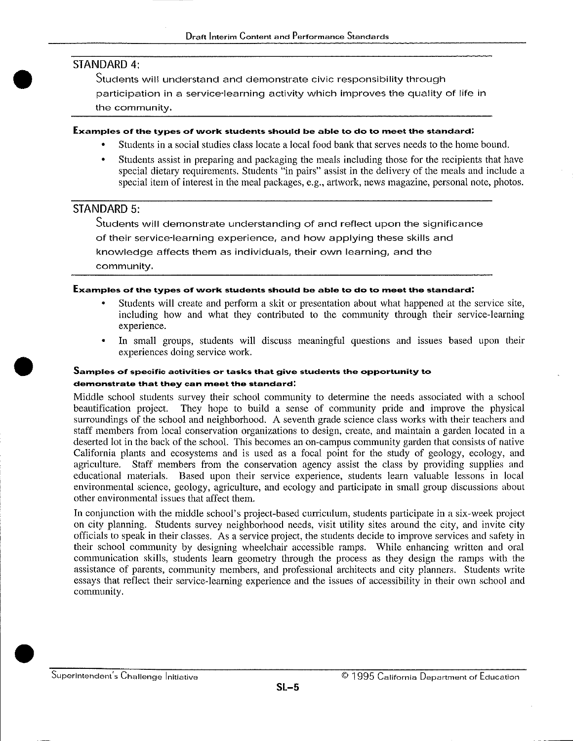## STANDARD 4:

Students will understand and demonstrate civic responsibility through participation in a service-learning activity which improves the quality of life in the community.

**Examples of the types of work students should be able to do to meet the standard:**

- Students in a social studies class locate a local food bank that serves needs to the home bound.
- Students assist in preparing and packaging the meals including those for the recipients that have special dietary requirements. Students "in pairs" assist in the delivery of the meals and include a special item of interest in the meal packages, e.g., artwork, news magazine, personal note, photos.

## STANDARD 5:

Students will demonstrate understanding of and reflect upon the significance of their service-learning experience, and how applying these skills and knowledge affects them as individuals, their own learning, and the community.

**Examples of the types of work students should be able to do to meet the standard:**

- Students will create and perform a skit or presentation about what happened at the service site, including how and what they contributed to the community through their service-learning experience.
- In small groups, students will discuss meaningful questions and issues based upon their experiences doing service work.

**Samples of specific activities or tasks that give students the opportunity to demonstrate that they can meet the standard:**

Middle school students survey their school community to determine the needs associated with a school beautification project. They hope to build a sense of community pride and improve the physical surroundings of the school and neighborhood. A seventh grade science class works with their teachers and staff members from local conservation organizations to design, create, and maintain a garden located in a deserted lot in the back of the school. This becomes an on-campus community garden that consists of native California plants and ecosystems and is used as a focal point for the study of geology, ecology, and agriculture. Staff members from the conservation agency assist the class by providing supplies and educational materials. Based upon their service experience, students learn valuable lessons in local environmental science, geology, agriculture, and ecology and participate in small group discussions about other environmental issues that affect them.

In conjunction with the middle school's project-based curriculum, students participate in a six-week project on city planning. Students survey neighborhood needs, visit utility sites around the city, and invite city officials to speak in their classes. As a service project, the students decide to improve services and safety in their school community by designing wheelchair accessible ramps. While enhancing written and oral communication skills, students learn geometry through the process as they design the ramps with the assistance of parents, community members, and professional architects and city planners. Students write essays that reflect their service-learning experience and the issues of accessibility in their own school and community.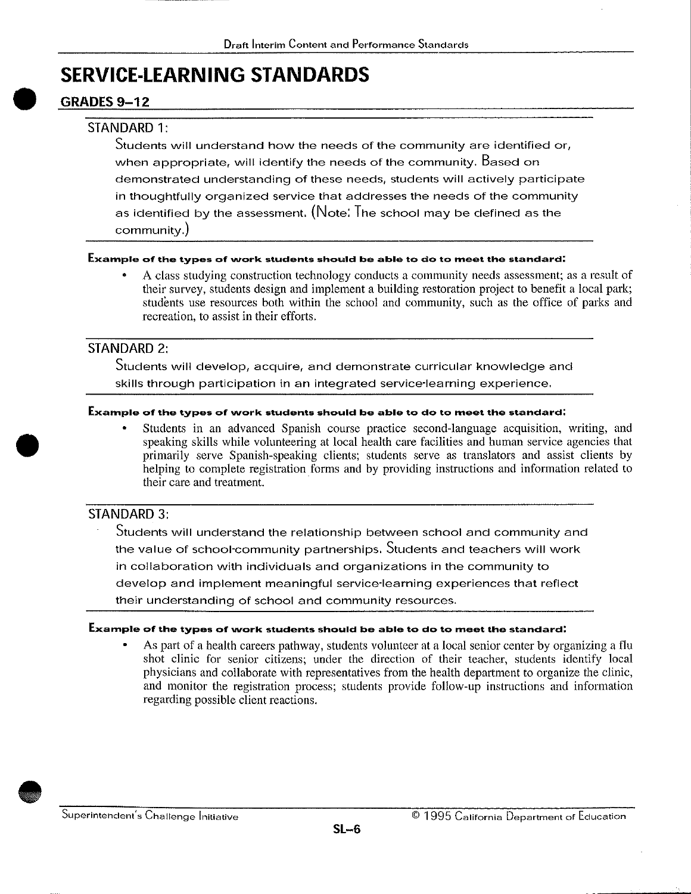# SERVICE-LEARNING STANDARDS

## GRADES 9–12

### STANDARD 1:

Students will understand how the needs of the community are identified or, when appropriate, will identify the needs of the community. Based on demonstrated understanding of these needs, students will actively participate in thoughtfully organized service that addresses the needs of the community as identified by the assessment. (Note: The school may be defined as the community.)

**Example of the types of work students should be able to do to meet the standard:**

- A class studying construction technology conducts a community needs assessment; as a result of their survey, students design and implement a building restoration project to benefit a local park; students use resources both within the school and community, such as the office of parks and recreation, to assist in their efforts.

### STANDARD 2:

Students will develop, acquire, and demonstrate curricular knowledge and skills through participation in an integrated service-learning experience.

**Example of the types of work students should be able to do to meet the standard:**

- Students in an advanced Spanish course practice second-language acquisition, writing, and speaking skills while volunteering at local health care facilities and human service agencies that primarily serve Spanish-speaking clients; students serve as translators and assist clients by helping to complete registration forms and by providing instructions and information related to their care and treatment.

### STANDARD 3:

Students will understand the relationship between school and community and the value of school-community partnerships. Students and teachers will work in collaboration with individuals and organizations in the community to develop and implement meaningful service-learning experiences that reflect their understanding of school and community resources.

**Example of the types of work students should be able to do to meet the standard:**

- As part of a health careers pathway, students volunteer at a local senior center by organizing a flu shot clinic for senior citizens; under the direction of their teacher, students identify local physicians and collaborate with representatives from the health department to organize the clinic, and monitor the registration process; students provide follow-up instructions and information regarding possible client reactions.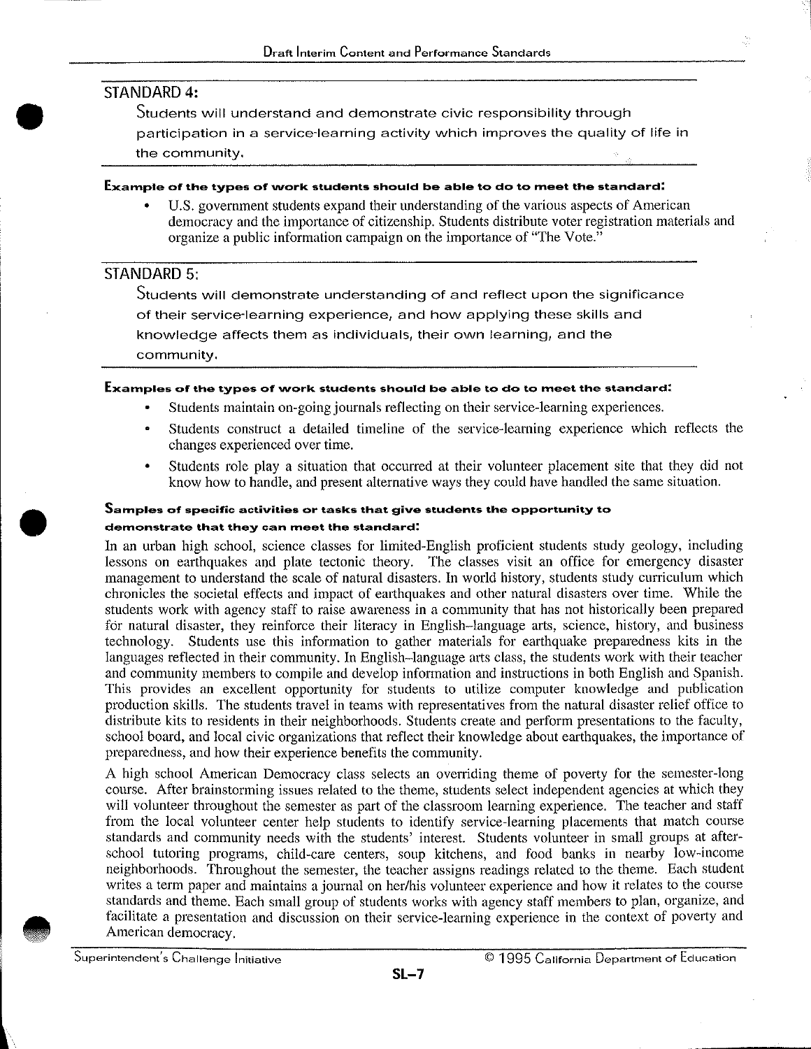## STANDARD 4:

Students will understand and demonstrate civic responsibility through participation in a service-learning activity which improves the quality of life in the community.

**Example of the types of work students should be able to do to meet the standard:**

- U.S. government students expand their understanding of the various aspects of American democracy and the importance of citizenship. Students distribute voter registration materials and organize a public information campaign on the importance of "The Vote."

## STANDARD 5:

Students will demonstrate understanding of and reflect upon the significance of their service-learning experience, and how applying these skills and knowledge affects them as individuals, their own learning, and the community.

**Examples of the types of work students should be able to do to meet the standard:**

- Students maintain on-going journals reflecting on their service-learning experiences.
- Students construct a detailed timeline of the service-learning experience which reflects the changes experienced over time.
- Students role play a situation that occurred at their volunteer placement site that they did not know how to handle, and present alternative ways they could have handled the same situation.

**Samples of specific activities or tasks that give students the opportunity to demonstrate that they can meet the standard:**

In an urban high school, science classes for limited-English proficient students study geology, including lessons on earthquakes and plate tectonic theory. The classes visit an office for emergency disaster management to understand the scale of natural disasters. In world history, students study curriculum which chronicles the societal effects and impact of earthquakes and other natural disasters over time. While the students work with agency staff to raise awareness in a community that has not historically been prepared for natural disaster, they reinforce their literacy in English–language arts, science, history, and business technology. Students use this information to gather materials for earthquake preparedness kits in the languages reflected in their community. In English–language arts class, the students work with their teacher and community members to compile and develop information and instructions in both English and Spanish. This provides an excellent opportunity for students to utilize computer knowledge and publication production skills. The students travel in teams with representatives from the natural disaster relief office to distribute kits to residents in their neighborhoods. Students create and perform presentations to the faculty, school board, and local civic organizations that reflect their knowledge about earthquakes, the importance of preparedness, and how their experience benefits the community.

A high school American Democracy class selects an overriding theme of poverty for the semester-long course. After brainstorming issues related to the theme, students select independent agencies at which they will volunteer throughout the semester as part of the classroom learning experience. The teacher and staff from the local volunteer center help students to identify service-learning placements that match course standards and community needs with the students' interest. Students volunteer in small groups at after-school tutoring programs, child-care centers, soup kitchens, and food banks in nearby low-income neighborhoods. Throughout the semester, the teacher assigns readings related to the theme. Each student writes a term paper and maintains a journal on her/his volunteer experience and how it relates to the course standards and theme. Each small group of students works with agency staff members to plan, organize, and facilitate a presentation and discussion on their service-learning experience in the context of poverty and American democracy.